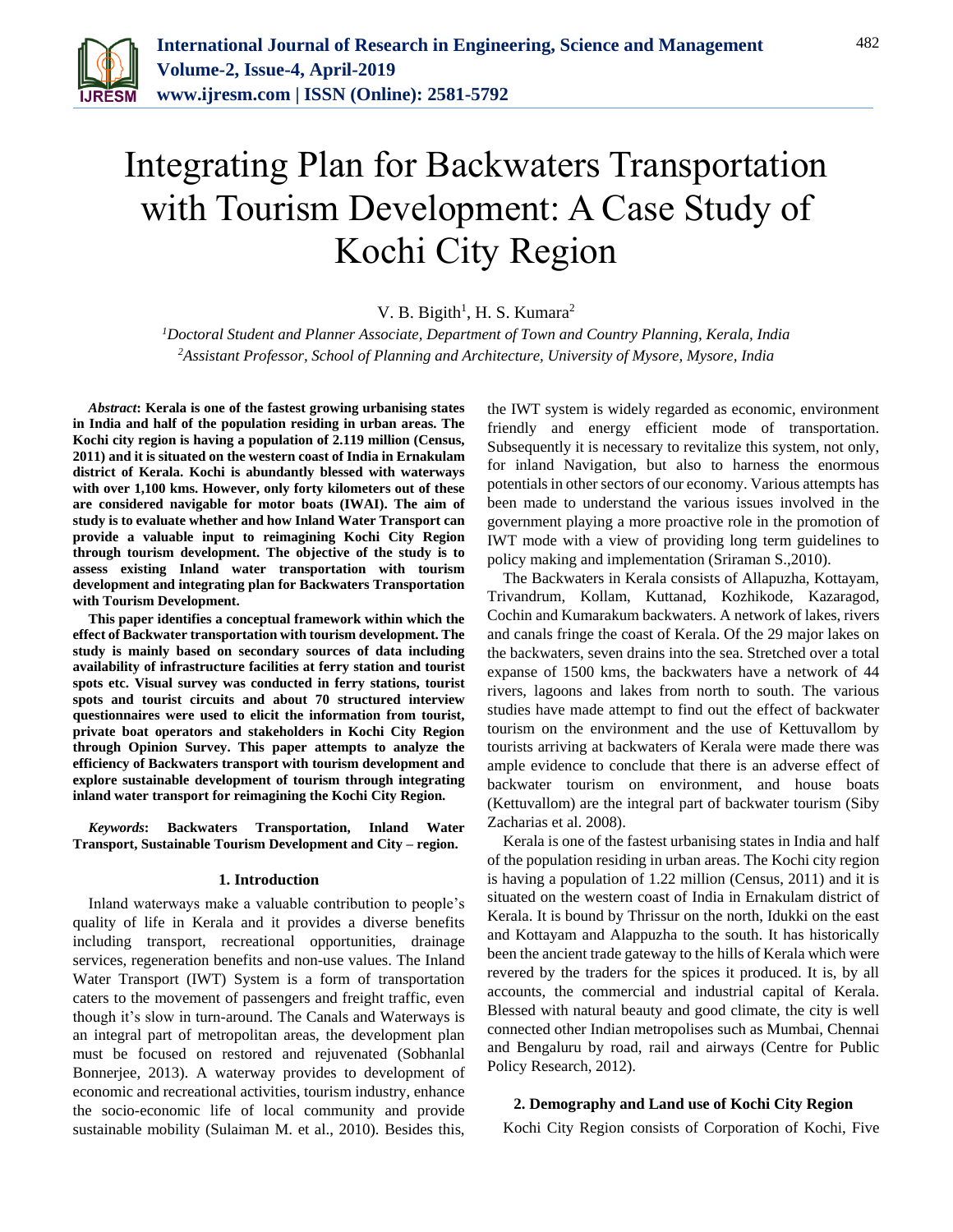# Integrating Plan for Backwaters Transportation with Tourism Development: A Case Study of Kochi City Region

V. B. Bigith[1], H. S. Kumara[2]

[1]*Doctoral Student and Planner Associate, Department of Town and Country Planning, Kerala, India*
[2]*Assistant Professor, School of Planning and Architecture, University of Mysore, Mysore, India*

***Abstract*: Kerala is one of the fastest growing urbanising states in India and half of the population residing in urban areas. The Kochi city region is having a population of 2.119 million (Census, 2011) and it is situated on the western coast of India in Ernakulam district of Kerala. Kochi is abundantly blessed with waterways with over 1,100 kms. However, only forty kilometers out of these are considered navigable for motor boats (IWAI). The aim of study is to evaluate whether and how Inland Water Transport can provide a valuable input to reimagining Kochi City Region through tourism development. The objective of the study is to assess existing Inland water transportation with tourism development and integrating plan for Backwaters Transportation with Tourism Development.**

**This paper identifies a conceptual framework within which the effect of Backwater transportation with tourism development. The study is mainly based on secondary sources of data including availability of infrastructure facilities at ferry station and tourist spots etc. Visual survey was conducted in ferry stations, tourist spots and tourist circuits and about 70 structured interview questionnaires were used to elicit the information from tourist, private boat operators and stakeholders in Kochi City Region through Opinion Survey. This paper attempts to analyze the efficiency of Backwaters transport with tourism development and explore sustainable development of tourism through integrating inland water transport for reimagining the Kochi City Region.**

***Keywords*: Backwaters Transportation, Inland Water Transport, Sustainable Tourism Development and City – region.**

## 1. Introduction

Inland waterways make a valuable contribution to people's quality of life in Kerala and it provides a diverse benefits including transport, recreational opportunities, drainage services, regeneration benefits and non-use values. The Inland Water Transport (IWT) System is a form of transportation caters to the movement of passengers and freight traffic, even though it's slow in turn-around. The Canals and Waterways is an integral part of metropolitan areas, the development plan must be focused on restored and rejuvenated (Sobhanlal Bonnerjee, 2013). A waterway provides to development of economic and recreational activities, tourism industry, enhance the socio-economic life of local community and provide sustainable mobility (Sulaiman M. et al., 2010). Besides this, the IWT system is widely regarded as economic, environment friendly and energy efficient mode of transportation. Subsequently it is necessary to revitalize this system, not only, for inland Navigation, but also to harness the enormous potentials in other sectors of our economy. Various attempts has been made to understand the various issues involved in the government playing a more proactive role in the promotion of IWT mode with a view of providing long term guidelines to policy making and implementation (Sriraman S.,2010).

The Backwaters in Kerala consists of Allapuzha, Kottayam, Trivandrum, Kollam, Kuttanad, Kozhikode, Kazaragod, Cochin and Kumarakum backwaters. A network of lakes, rivers and canals fringe the coast of Kerala. Of the 29 major lakes on the backwaters, seven drains into the sea. Stretched over a total expanse of 1500 kms, the backwaters have a network of 44 rivers, lagoons and lakes from north to south. The various studies have made attempt to find out the effect of backwater tourism on the environment and the use of Kettuvallom by tourists arriving at backwaters of Kerala were made there was ample evidence to conclude that there is an adverse effect of backwater tourism on environment, and house boats (Kettuvallom) are the integral part of backwater tourism (Siby Zacharias et al. 2008).

Kerala is one of the fastest urbanising states in India and half of the population residing in urban areas. The Kochi city region is having a population of 1.22 million (Census, 2011) and it is situated on the western coast of India in Ernakulam district of Kerala. It is bound by Thrissur on the north, Idukki on the east and Kottayam and Alappuzha to the south. It has historically been the ancient trade gateway to the hills of Kerala which were revered by the traders for the spices it produced. It is, by all accounts, the commercial and industrial capital of Kerala. Blessed with natural beauty and good climate, the city is well connected other Indian metropolises such as Mumbai, Chennai and Bengaluru by road, rail and airways (Centre for Public Policy Research, 2012).

## 2. Demography and Land use of Kochi City Region

Kochi City Region consists of Corporation of Kochi, Five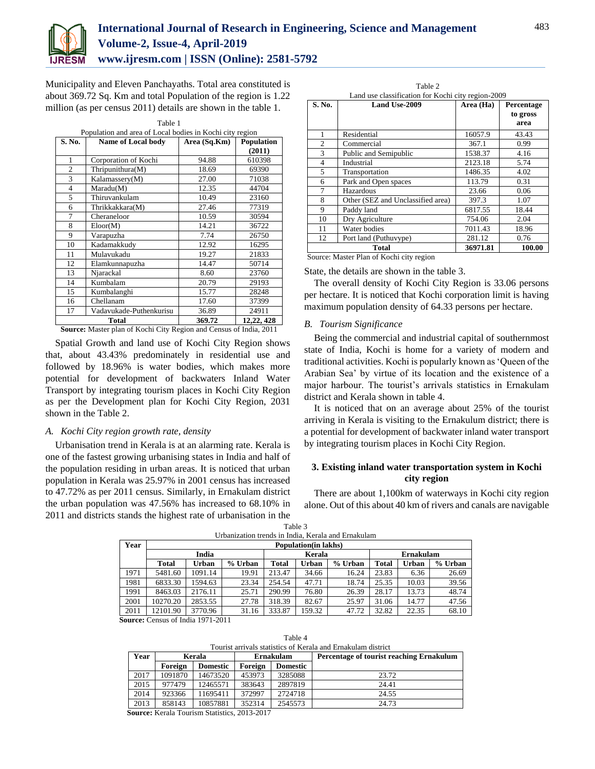Municipality and Eleven Panchayaths. Total area constituted is about 369.72 Sq. Km and total Population of the region is 1.22 million (as per census 2011) details are shown in the table 1.

Table 1
Population and area of Local bodies in Kochi city region

| S. No. | Name of Local body | Area (Sq.Km) | Population (2011) |
|---|---|---|---|
| 1 | Corporation of Kochi | 94.88 | 610398 |
| 2 | Thripunithura(M) | 18.69 | 69390 |
| 3 | Kalamassery(M) | 27.00 | 71038 |
| 4 | Maradu(M) | 12.35 | 44704 |
| 5 | Thiruvankulam | 10.49 | 23160 |
| 6 | Thrikkakkara(M) | 27.46 | 77319 |
| 7 | Cheraneloor | 10.59 | 30594 |
| 8 | Eloor(M) | 14.21 | 36722 |
| 9 | Varapuzha | 7.74 | 26750 |
| 10 | Kadamakkudy | 12.92 | 16295 |
| 11 | Mulavukadu | 19.27 | 21833 |
| 12 | Elamkunnapuzha | 14.47 | 50714 |
| 13 | Njarackal | 8.60 | 23760 |
| 14 | Kumbalam | 20.79 | 29193 |
| 15 | Kumbalanghi | 15.77 | 28248 |
| 16 | Chellanam | 17.60 | 37399 |
| 17 | Vadavukade-Puthenkurisu | 36.89 | 24911 |
| **Total** | | **369.72** | **12,22, 428** |

**Source:** Master plan of Kochi City Region and Census of India, 2011

Spatial Growth and land use of Kochi City Region shows that, about 43.43% predominately in residential use and followed by 18.96% is water bodies, which makes more potential for development of backwaters Inland Water Transport by integrating tourism places in Kochi City Region as per the Development plan for Kochi City Region, 2031 shown in the Table 2.

### *A. Kochi City region growth rate, density*

Urbanisation trend in Kerala is at an alarming rate. Kerala is one of the fastest growing urbanising states in India and half of the population residing in urban areas. It is noticed that urban population in Kerala was 25.97% in 2001 census has increased to 47.72% as per 2011 census. Similarly, in Ernakulam district the urban population was 47.56% has increased to 68.10% in 2011 and districts stands the highest rate of urbanisation in the State, the details are shown in the table 3.

Table 2
Land use classification for Kochi city region-2009

| S. No. | Land Use-2009 | Area (Ha) | Percentage to gross area |
|---|---|---|---|
| 1 | Residential | 16057.9 | 43.43 |
| 2 | Commercial | 367.1 | 0.99 |
| 3 | Public and Semipublic | 1538.37 | 4.16 |
| 4 | Industrial | 2123.18 | 5.74 |
| 5 | Transportation | 1486.35 | 4.02 |
| 6 | Park and Open spaces | 113.79 | 0.31 |
| 7 | Hazardous | 23.66 | 0.06 |
| 8 | Other (SEZ and Unclassified area) | 397.3 | 1.07 |
| 9 | Paddy land | 6817.55 | 18.44 |
| 10 | Dry Agriculture | 754.06 | 2.04 |
| 11 | Water bodies | 7011.43 | 18.96 |
| 12 | Port land (Puthuvype) | 281.12 | 0.76 |
| **Total** | | **36971.81** | **100.00** |

Source: Master Plan of Kochi city region

The overall density of Kochi City Region is 33.06 persons per hectare. It is noticed that Kochi corporation limit is having maximum population density of 64.33 persons per hectare.

### *B. Tourism Significance*

Being the commercial and industrial capital of southernmost state of India, Kochi is home for a variety of modern and traditional activities. Kochi is popularly known as 'Queen of the Arabian Sea' by virtue of its location and the existence of a major harbour. The tourist's arrivals statistics in Ernakulam district and Kerala shown in table 4.

It is noticed that on an average about 25% of the tourist arriving in Kerala is visiting to the Ernakulum district; there is a potential for development of backwater inland water transport by integrating tourism places in Kochi City Region.

## 3. Existing inland water transportation system in Kochi city region

There are about 1,100km of waterways in Kochi city region alone. Out of this about 40 km of rivers and canals are navigable

Table 3
Urbanization trends in India, Kerala and Ernakulam

| Year | Population(in lakhs) | | | | | | | | |
|---|---|---|---|---|---|---|---|---|---|
| | India | | | Kerala | | | Ernakulam | | |
| | Total | Urban | % Urban | Total | Urban | % Urban | Total | Urban | % Urban |
| 1971 | 5481.60 | 1091.14 | 19.91 | 213.47 | 34.66 | 16.24 | 23.83 | 6.36 | 26.69 |
| 1981 | 6833.30 | 1594.63 | 23.34 | 254.54 | 47.71 | 18.74 | 25.35 | 10.03 | 39.56 |
| 1991 | 8463.03 | 2176.11 | 25.71 | 290.99 | 76.80 | 26.39 | 28.17 | 13.73 | 48.74 |
| 2001 | 10270.20 | 2853.55 | 27.78 | 318.39 | 82.67 | 25.97 | 31.06 | 14.77 | 47.56 |
| 2011 | 12101.90 | 3770.96 | 31.16 | 333.87 | 159.32 | 47.72 | 32.82 | 22.35 | 68.10 |

**Source:** Census of India 1971-2011

Table 4
Tourist arrivals statistics of Kerala and Ernakulam district

| Year | Kerala | | Ernakulam | | Percentage of tourist reaching Ernakulum |
|---|---|---|---|---|---|
| | Foreign | Domestic | Foreign | Domestic | |
| 2017 | 1091870 | 14673520 | 453973 | 3285088 | 23.72 |
| 2015 | 977479 | 12465571 | 383643 | 2897819 | 24.41 |
| 2014 | 923366 | 11695411 | 372997 | 2724718 | 24.55 |
| 2013 | 858143 | 10857881 | 352314 | 2545573 | 24.73 |

**Source:** Kerala Tourism Statistics, 2013-2017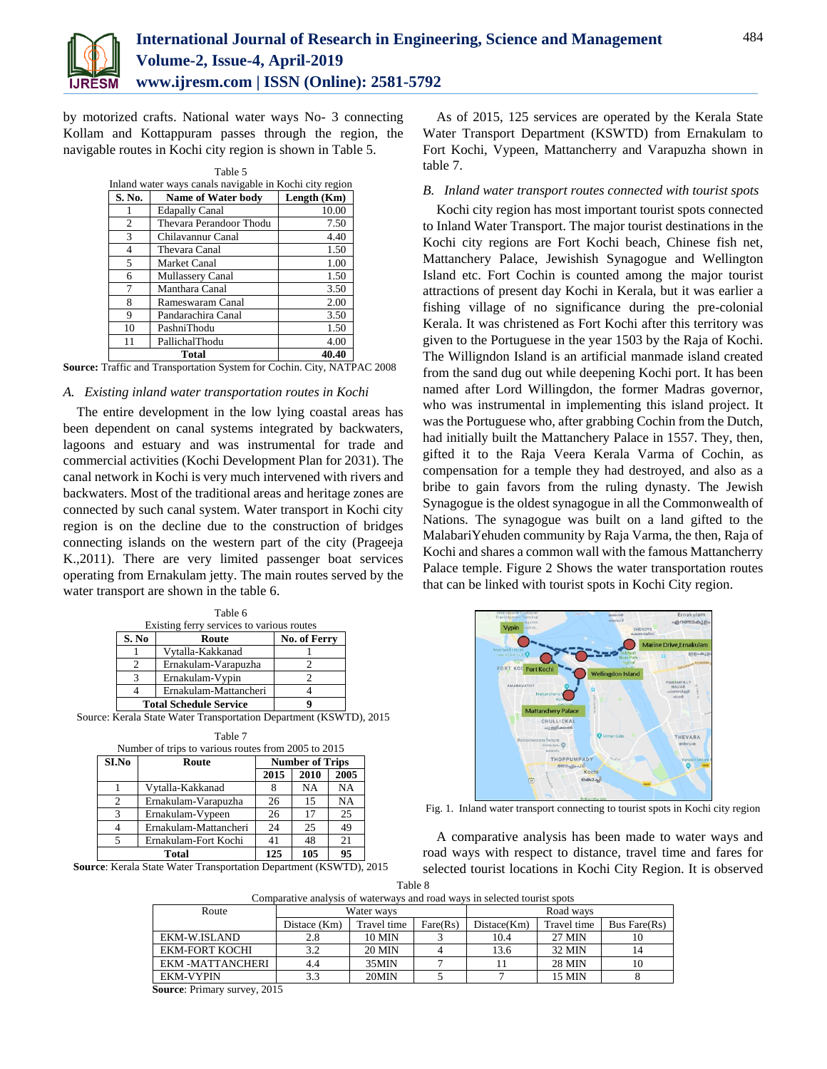by motorized crafts. National water ways No- 3 connecting Kollam and Kottappuram passes through the region, the navigable routes in Kochi city region is shown in Table 5.

Table 5
Inland water ways canals navigable in Kochi city region

| S. No. | Name of Water body | Length (Km) |
|---|---|---|
| 1 | Edapally Canal | 10.00 |
| 2 | Thevara Perandoor Thodu | 7.50 |
| 3 | Chilavannur Canal | 4.40 |
| 4 | Thevara Canal | 1.50 |
| 5 | Market Canal | 1.00 |
| 6 | Mullassery Canal | 1.50 |
| 7 | Manthara Canal | 3.50 |
| 8 | Rameswaram Canal | 2.00 |
| 9 | Pandarachira Canal | 3.50 |
| 10 | PashniThodu | 1.50 |
| 11 | PallichalThodu | 4.00 |
| **Total** | | **40.40** |

**Source:** Traffic and Transportation System for Cochin. City, NATPAC 2008

### *A. Existing inland water transportation routes in Kochi*

The entire development in the low lying coastal areas has been dependent on canal systems integrated by backwaters, lagoons and estuary and was instrumental for trade and commercial activities (Kochi Development Plan for 2031). The canal network in Kochi is very much intervened with rivers and backwaters. Most of the traditional areas and heritage zones are connected by such canal system. Water transport in Kochi city region is on the decline due to the construction of bridges connecting islands on the western part of the city (Prageeja K.,2011). There are very limited passenger boat services operating from Ernakulam jetty. The main routes served by the water transport are shown in the table 6.

Table 6
Existing ferry services to various routes

| S. No | Route | No. of Ferry |
|---|---|---|
| 1 | Vytalla-Kakkanad | 1 |
| 2 | Ernakulam-Varapuzha | 2 |
| 3 | Ernakulam-Vypin | 2 |
| 4 | Ernakulam-Mattancheri | 4 |
| **Total Schedule Service** | | **9** |

Source: Kerala State Water Transportation Department (KSWTD), 2015

Table 7
Number of trips to various routes from 2005 to 2015

| SI.No | Route | Number of Trips | | |
|---|---|---|---|---|
| | | 2015 | 2010 | 2005 |
| 1 | Vytalla-Kakkanad | 8 | NA | NA |
| 2 | Ernakulam-Varapuzha | 26 | 15 | NA |
| 3 | Ernakulam-Vypeen | 26 | 17 | 25 |
| 4 | Ernakulam-Mattancheri | 24 | 25 | 49 |
| 5 | Ernakulam-Fort Kochi | 41 | 48 | 21 |
| **Total** | | **125** | **105** | **95** |

**Source**: Kerala State Water Transportation Department (KSWTD), 2015

As of 2015, 125 services are operated by the Kerala State Water Transport Department (KSWTD) from Ernakulam to Fort Kochi, Vypeen, Mattancherry and Varapuzha shown in table 7.

### *B. Inland water transport routes connected with tourist spots*

Kochi city region has most important tourist spots connected to Inland Water Transport. The major tourist destinations in the Kochi city regions are Fort Kochi beach, Chinese fish net, Mattanchery Palace, Jewishish Synagogue and Wellington Island etc. Fort Cochin is counted among the major tourist attractions of present day Kochi in Kerala, but it was earlier a fishing village of no significance during the pre-colonial Kerala. It was christened as Fort Kochi after this territory was given to the Portuguese in the year 1503 by the Raja of Kochi. The Willigndon Island is an artificial manmade island created from the sand dug out while deepening Kochi port. It has been named after Lord Willingdon, the former Madras governor, who was instrumental in implementing this island project. It was the Portuguese who, after grabbing Cochin from the Dutch, had initially built the Mattanchery Palace in 1557. They, then, gifted it to the Raja Veera Kerala Varma of Cochin, as compensation for a temple they had destroyed, and also as a bribe to gain favors from the ruling dynasty. The Jewish Synagogue is the oldest synagogue in all the Commonwealth of Nations. The synagogue was built on a land gifted to the MalabariYehuden community by Raja Varma, the then, Raja of Kochi and shares a common wall with the famous Mattancherry Palace temple. Figure 2 Shows the water transportation routes that can be linked with tourist spots in Kochi City region.

Fig. 1. Inland water transport connecting to tourist spots in Kochi city region

A comparative analysis has been made to water ways and road ways with respect to distance, travel time and fares for selected tourist locations in Kochi City Region. It is observed

Table 8
Comparative analysis of waterways and road ways in selected tourist spots

| Route | Water ways | | | Road ways | | |
|---|---|---|---|---|---|---|
| | Distace (Km) | Travel time | Fare(Rs) | Distace(Km) | Travel time | Bus Fare(Rs) |
| EKM-W.ISLAND | 2.8 | 10 MIN | 3 | 10.4 | 27 MIN | 10 |
| EKM-FORT KOCHI | 3.2 | 20 MIN | 4 | 13.6 | 32 MIN | 14 |
| EKM -MATTANCHERI | 4.4 | 35MIN | 7 | 11 | 28 MIN | 10 |
| EKM-VYPIN | 3.3 | 20MIN | 5 | 7 | 15 MIN | 8 |

**Source**: Primary survey, 2015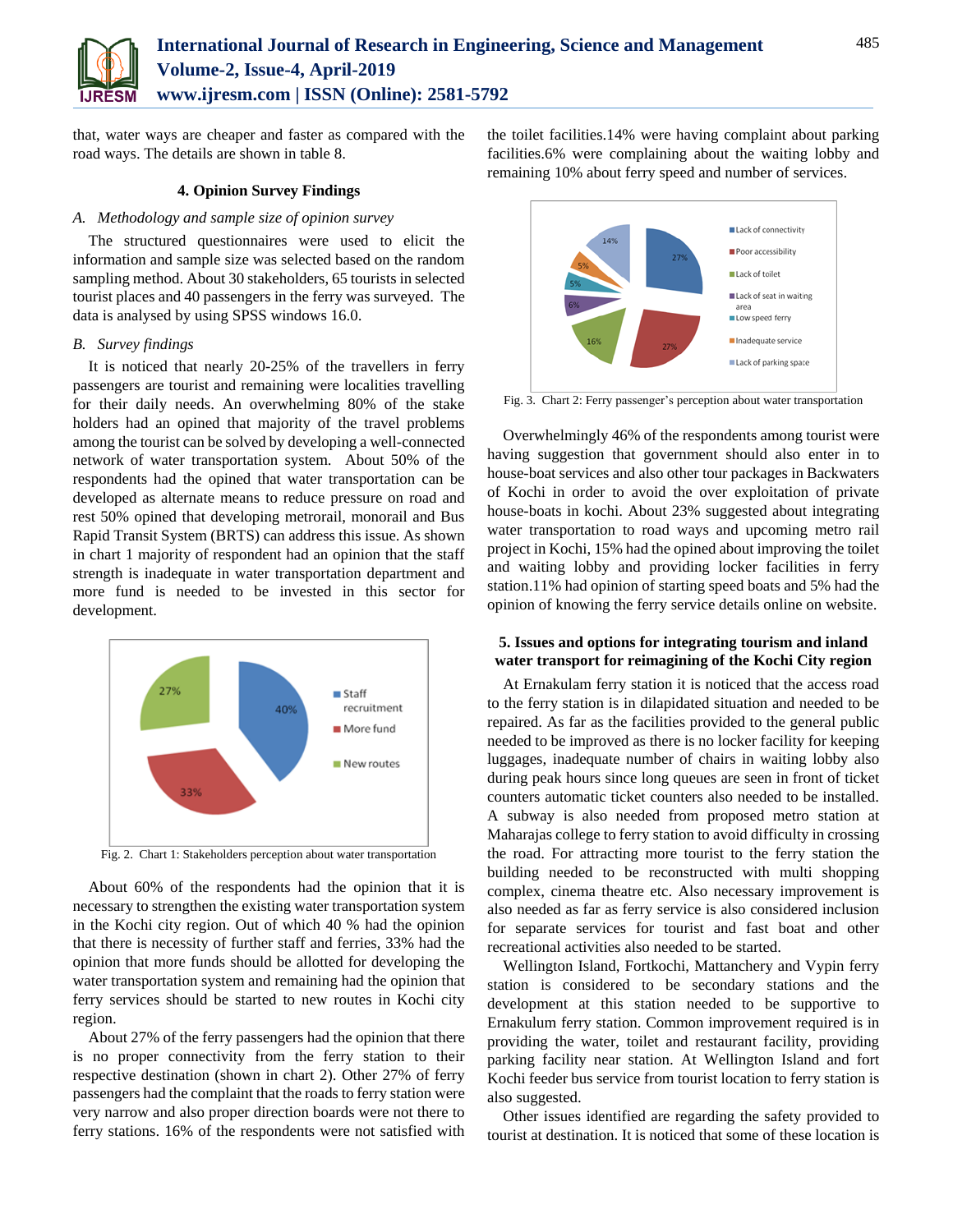that, water ways are cheaper and faster as compared with the road ways. The details are shown in table 8.

## 4. Opinion Survey Findings

### *A. Methodology and sample size of opinion survey*

The structured questionnaires were used to elicit the information and sample size was selected based on the random sampling method. About 30 stakeholders, 65 tourists in selected tourist places and 40 passengers in the ferry was surveyed. The data is analysed by using SPSS windows 16.0.

### *B. Survey findings*

It is noticed that nearly 20-25% of the travellers in ferry passengers are tourist and remaining were localities travelling for their daily needs. An overwhelming 80% of the stake holders had an opined that majority of the travel problems among the tourist can be solved by developing a well-connected network of water transportation system. About 50% of the respondents had the opined that water transportation can be developed as alternate means to reduce pressure on road and rest 50% opined that developing metrorail, monorail and Bus Rapid Transit System (BRTS) can address this issue. As shown in chart 1 majority of respondent had an opinion that the staff strength is inadequate in water transportation department and more fund is needed to be invested in this sector for development.

Fig. 2. Chart 1: Stakeholders perception about water transportation

About 60% of the respondents had the opinion that it is necessary to strengthen the existing water transportation system in the Kochi city region. Out of which 40 % had the opinion that there is necessity of further staff and ferries, 33% had the opinion that more funds should be allotted for developing the water transportation system and remaining had the opinion that ferry services should be started to new routes in Kochi city region.

About 27% of the ferry passengers had the opinion that there is no proper connectivity from the ferry station to their respective destination (shown in chart 2). Other 27% of ferry passengers had the complaint that the roads to ferry station were very narrow and also proper direction boards were not there to ferry stations. 16% of the respondents were not satisfied with the toilet facilities.14% were having complaint about parking facilities.6% were complaining about the waiting lobby and remaining 10% about ferry speed and number of services.

Fig. 3. Chart 2: Ferry passenger's perception about water transportation

Overwhelmingly 46% of the respondents among tourist were having suggestion that government should also enter in to house-boat services and also other tour packages in Backwaters of Kochi in order to avoid the over exploitation of private house-boats in kochi. About 23% suggested about integrating water transportation to road ways and upcoming metro rail project in Kochi, 15% had the opined about improving the toilet and waiting lobby and providing locker facilities in ferry station.11% had opinion of starting speed boats and 5% had the opinion of knowing the ferry service details online on website.

## 5. Issues and options for integrating tourism and inland water transport for reimagining of the Kochi City region

At Ernakulam ferry station it is noticed that the access road to the ferry station is in dilapidated situation and needed to be repaired. As far as the facilities provided to the general public needed to be improved as there is no locker facility for keeping luggages, inadequate number of chairs in waiting lobby also during peak hours since long queues are seen in front of ticket counters automatic ticket counters also needed to be installed. A subway is also needed from proposed metro station at Maharajas college to ferry station to avoid difficulty in crossing the road. For attracting more tourist to the ferry station the building needed to be reconstructed with multi shopping complex, cinema theatre etc. Also necessary improvement is also needed as far as ferry service is also considered inclusion for separate services for tourist and fast boat and other recreational activities also needed to be started.

Wellington Island, Fortkochi, Mattanchery and Vypin ferry station is considered to be secondary stations and the development at this station needed to be supportive to Ernakulum ferry station. Common improvement required is in providing the water, toilet and restaurant facility, providing parking facility near station. At Wellington Island and fort Kochi feeder bus service from tourist location to ferry station is also suggested.

Other issues identified are regarding the safety provided to tourist at destination. It is noticed that some of these location is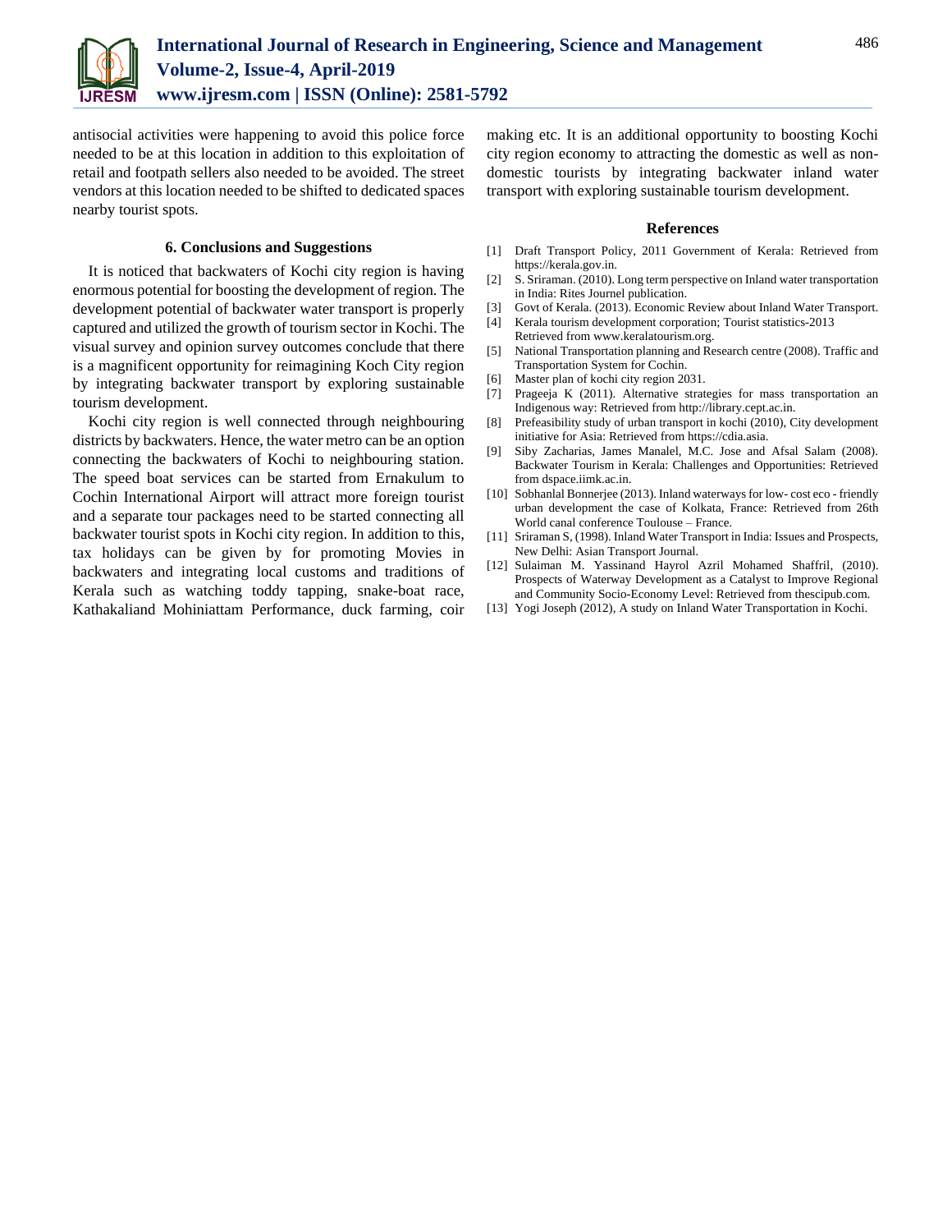antisocial activities were happening to avoid this police force needed to be at this location in addition to this exploitation of retail and footpath sellers also needed to be avoided. The street vendors at this location needed to be shifted to dedicated spaces nearby tourist spots.

## 6. Conclusions and Suggestions

It is noticed that backwaters of Kochi city region is having enormous potential for boosting the development of region. The development potential of backwater water transport is properly captured and utilized the growth of tourism sector in Kochi. The visual survey and opinion survey outcomes conclude that there is a magnificent opportunity for reimagining Koch City region by integrating backwater transport by exploring sustainable tourism development.

Kochi city region is well connected through neighbouring districts by backwaters. Hence, the water metro can be an option connecting the backwaters of Kochi to neighbouring station. The speed boat services can be started from Ernakulum to Cochin International Airport will attract more foreign tourist and a separate tour packages need to be started connecting all backwater tourist spots in Kochi city region. In addition to this, tax holidays can be given by for promoting Movies in backwaters and integrating local customs and traditions of Kerala such as watching toddy tapping, snake-boat race, Kathakaliand Mohiniattam Performance, duck farming, coir making etc. It is an additional opportunity to boosting Kochi city region economy to attracting the domestic as well as non-domestic tourists by integrating backwater inland water transport with exploring sustainable tourism development.

## References

[1] Draft Transport Policy, 2011 Government of Kerala: Retrieved from https://kerala.gov.in.

[2] S. Sriraman. (2010). Long term perspective on Inland water transportation in India: Rites Journel publication.

[3] Govt of Kerala. (2013). Economic Review about Inland Water Transport.

[4] Kerala tourism development corporation; Tourist statistics-2013 Retrieved from www.keralatourism.org.

[5] National Transportation planning and Research centre (2008). Traffic and Transportation System for Cochin.

[6] Master plan of kochi city region 2031.

[7] Prageeja K (2011). Alternative strategies for mass transportation an Indigenous way: Retrieved from http://library.cept.ac.in.

[8] Prefeasibility study of urban transport in kochi (2010), City development initiative for Asia: Retrieved from https://cdia.asia.

[9] Siby Zacharias, James Manalel, M.C. Jose and Afsal Salam (2008). Backwater Tourism in Kerala: Challenges and Opportunities: Retrieved from dspace.iimk.ac.in.

[10] Sobhanlal Bonnerjee (2013). Inland waterways for low- cost eco - friendly urban development the case of Kolkata, France: Retrieved from 26th World canal conference Toulouse – France.

[11] Sriraman S, (1998). Inland Water Transport in India: Issues and Prospects, New Delhi: Asian Transport Journal.

[12] Sulaiman M. Yassinand Hayrol Azril Mohamed Shaffril, (2010). Prospects of Waterway Development as a Catalyst to Improve Regional and Community Socio-Economy Level: Retrieved from thescipub.com.

[13] Yogi Joseph (2012), A study on Inland Water Transportation in Kochi.